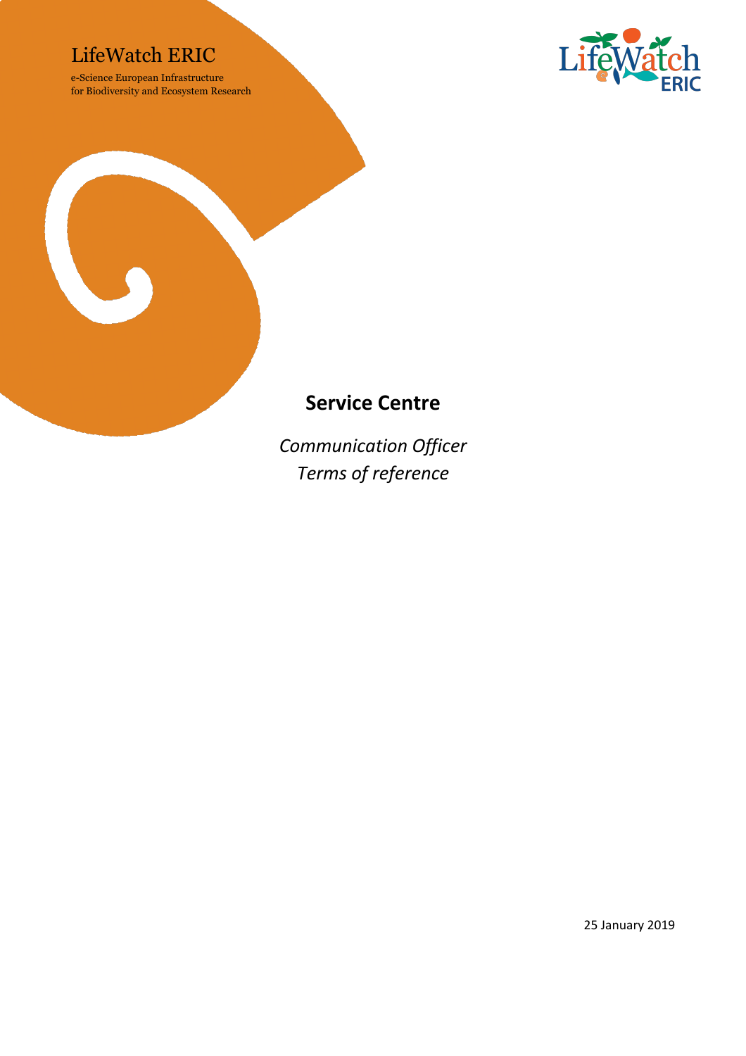LifeWatch ERIC

e-Science European Infrastructure
for Biodiversity and Ecosystem Research

# Service Centre

*Communication Officer*
*Terms of reference*

25 January 2019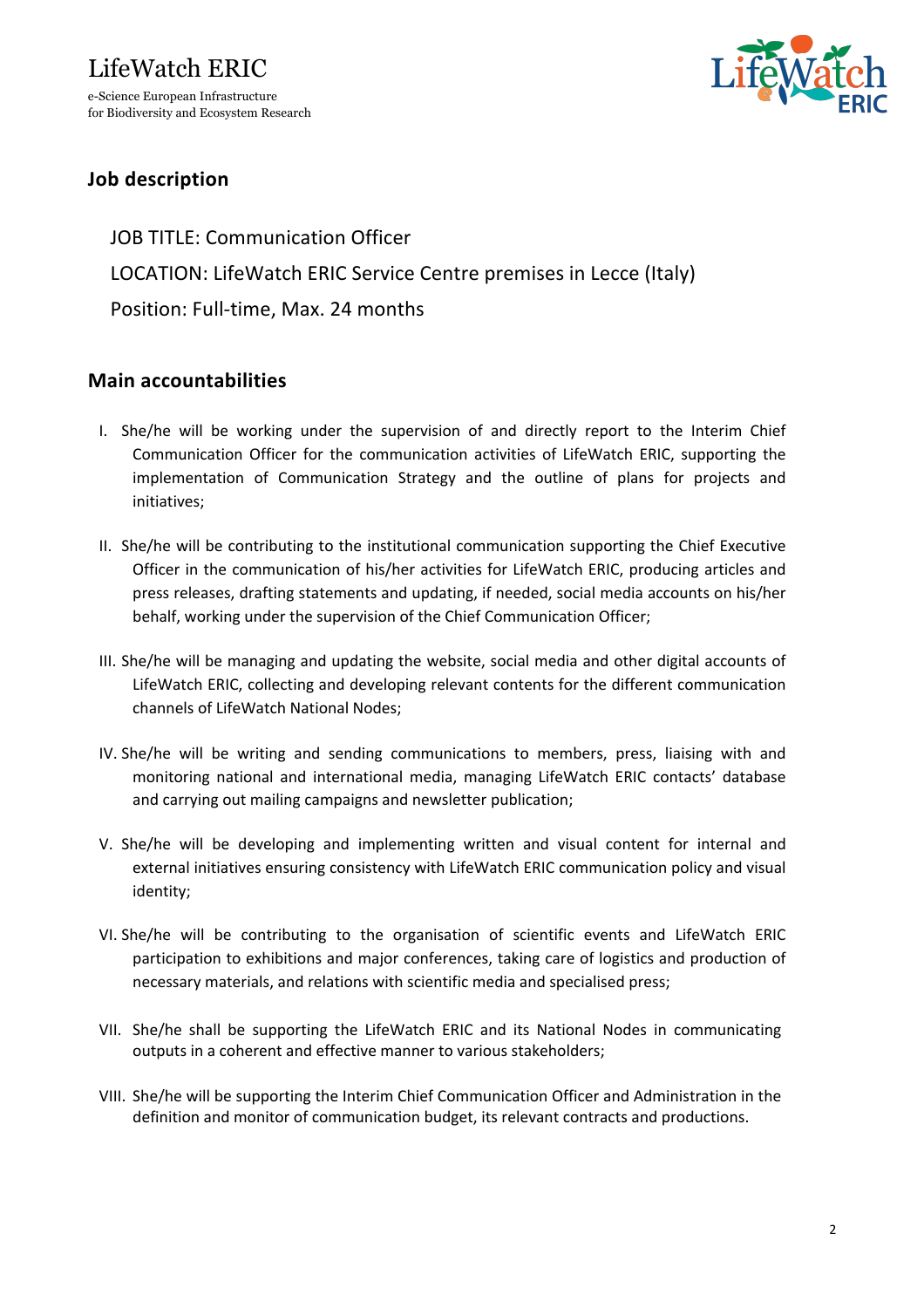## Job description

JOB TITLE: Communication Officer

LOCATION: LifeWatch ERIC Service Centre premises in Lecce (Italy)

Position: Full-time, Max. 24 months

## Main accountabilities

I. She/he will be working under the supervision of and directly report to the Interim Chief Communication Officer for the communication activities of LifeWatch ERIC, supporting the implementation of Communication Strategy and the outline of plans for projects and initiatives;

II. She/he will be contributing to the institutional communication supporting the Chief Executive Officer in the communication of his/her activities for LifeWatch ERIC, producing articles and press releases, drafting statements and updating, if needed, social media accounts on his/her behalf, working under the supervision of the Chief Communication Officer;

III. She/he will be managing and updating the website, social media and other digital accounts of LifeWatch ERIC, collecting and developing relevant contents for the different communication channels of LifeWatch National Nodes;

IV. She/he will be writing and sending communications to members, press, liaising with and monitoring national and international media, managing LifeWatch ERIC contacts' database and carrying out mailing campaigns and newsletter publication;

V. She/he will be developing and implementing written and visual content for internal and external initiatives ensuring consistency with LifeWatch ERIC communication policy and visual identity;

VI. She/he will be contributing to the organisation of scientific events and LifeWatch ERIC participation to exhibitions and major conferences, taking care of logistics and production of necessary materials, and relations with scientific media and specialised press;

VII. She/he shall be supporting the LifeWatch ERIC and its National Nodes in communicating outputs in a coherent and effective manner to various stakeholders;

VIII. She/he will be supporting the Interim Chief Communication Officer and Administration in the definition and monitor of communication budget, its relevant contracts and productions.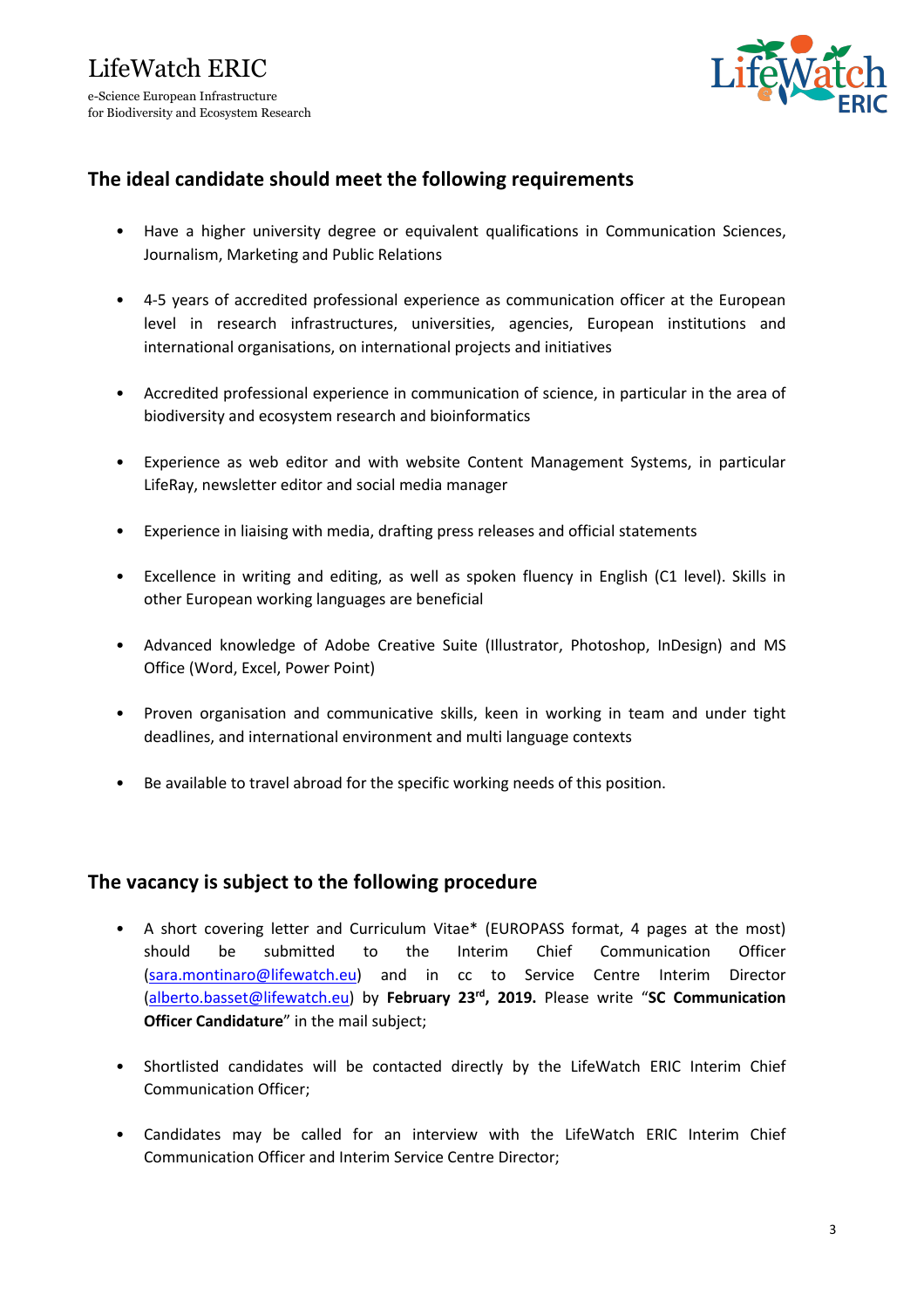## The ideal candidate should meet the following requirements

- Have a higher university degree or equivalent qualifications in Communication Sciences, Journalism, Marketing and Public Relations
- 4-5 years of accredited professional experience as communication officer at the European level in research infrastructures, universities, agencies, European institutions and international organisations, on international projects and initiatives
- Accredited professional experience in communication of science, in particular in the area of biodiversity and ecosystem research and bioinformatics
- Experience as web editor and with website Content Management Systems, in particular LifeRay, newsletter editor and social media manager
- Experience in liaising with media, drafting press releases and official statements
- Excellence in writing and editing, as well as spoken fluency in English (C1 level). Skills in other European working languages are beneficial
- Advanced knowledge of Adobe Creative Suite (Illustrator, Photoshop, InDesign) and MS Office (Word, Excel, Power Point)
- Proven organisation and communicative skills, keen in working in team and under tight deadlines, and international environment and multi language contexts
- Be available to travel abroad for the specific working needs of this position.

## The vacancy is subject to the following procedure

- A short covering letter and Curriculum Vitae* (EUROPASS format, 4 pages at the most) should be submitted to the Interim Chief Communication Officer (sara.montinaro@lifewatch.eu) and in cc to Service Centre Interim Director (alberto.basset@lifewatch.eu) by **February 23rd, 2019.** Please write "**SC Communication Officer Candidature**" in the mail subject;
- Shortlisted candidates will be contacted directly by the LifeWatch ERIC Interim Chief Communication Officer;
- Candidates may be called for an interview with the LifeWatch ERIC Interim Chief Communication Officer and Interim Service Centre Director;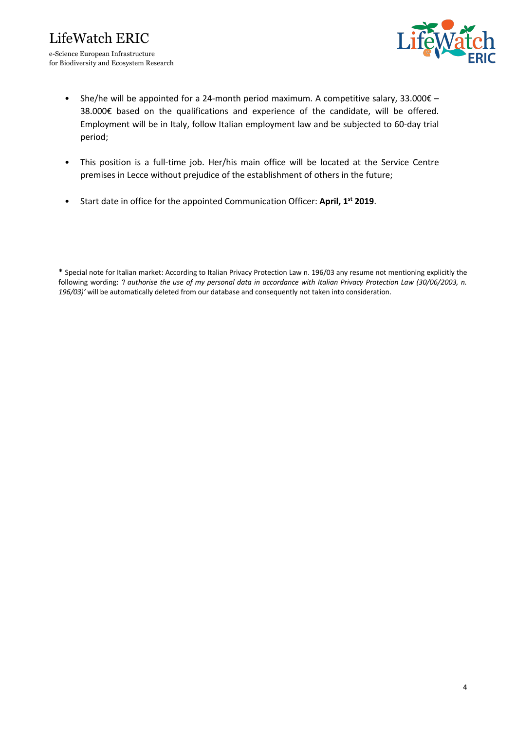- She/he will be appointed for a 24-month period maximum. A competitive salary, 33.000€ – 38.000€ based on the qualifications and experience of the candidate, will be offered. Employment will be in Italy, follow Italian employment law and be subjected to 60-day trial period;

- This position is a full-time job. Her/his main office will be located at the Service Centre premises in Lecce without prejudice of the establishment of others in the future;

- Start date in office for the appointed Communication Officer: **April, 1st 2019**.

* Special note for Italian market: According to Italian Privacy Protection Law n. 196/03 any resume not mentioning explicitly the following wording: *'I authorise the use of my personal data in accordance with Italian Privacy Protection Law (30/06/2003, n. 196/03)'* will be automatically deleted from our database and consequently not taken into consideration.